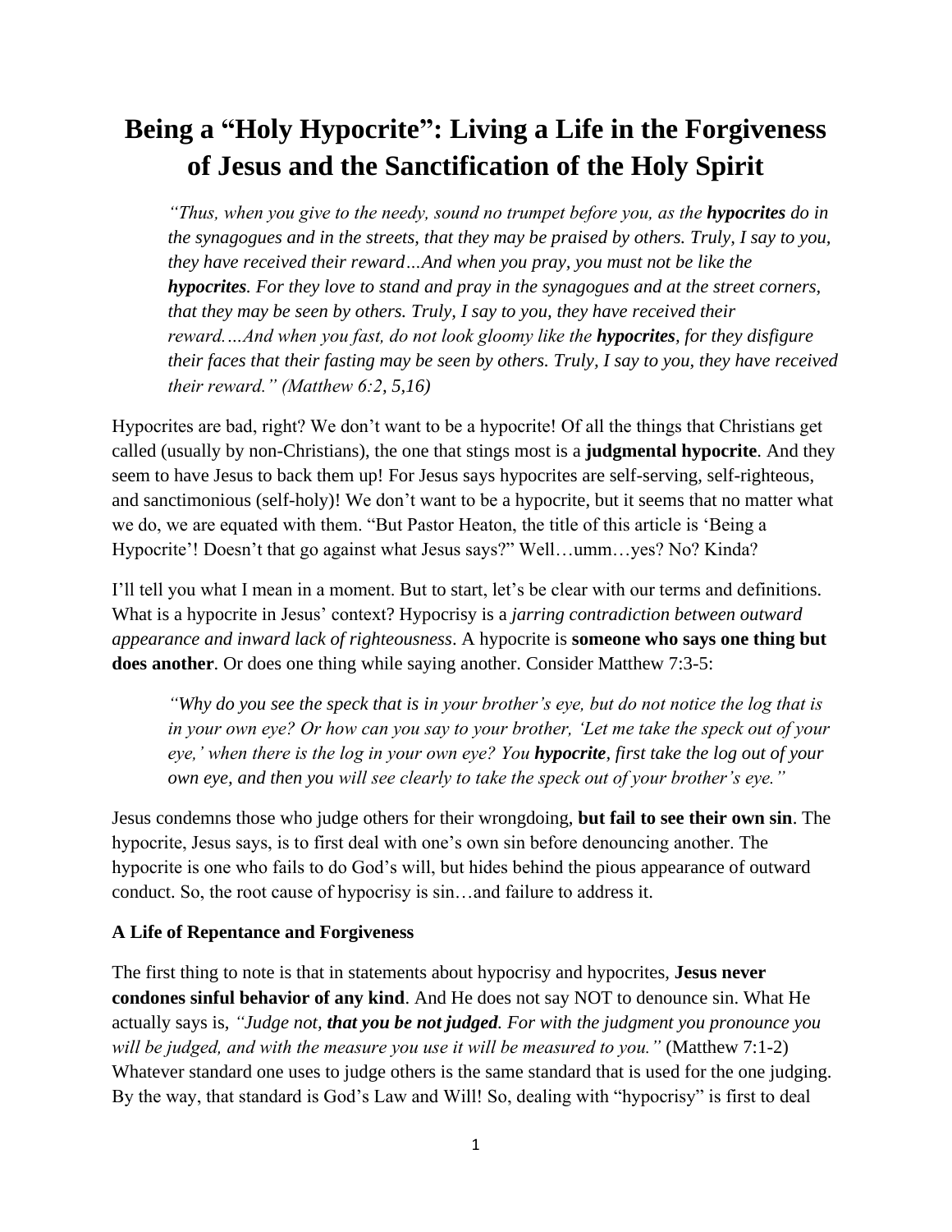# Being a "Holy Hypocrite": Living a Life in the Forgiveness of Jesus and the Sanctification of the Holy Spirit

> *"Thus, when you give to the needy, sound no trumpet before you, as the **hypocrites** do in the synagogues and in the streets, that they may be praised by others. Truly, I say to you, they have received their reward…And when you pray, you must not be like the **hypocrites**. For they love to stand and pray in the synagogues and at the street corners, that they may be seen by others. Truly, I say to you, they have received their reward.…And when you fast, do not look gloomy like the **hypocrites**, for they disfigure their faces that their fasting may be seen by others. Truly, I say to you, they have received their reward." (Matthew 6:2, 5,16)*

Hypocrites are bad, right? We don't want to be a hypocrite! Of all the things that Christians get called (usually by non-Christians), the one that stings most is a **judgmental hypocrite**. And they seem to have Jesus to back them up! For Jesus says hypocrites are self-serving, self-righteous, and sanctimonious (self-holy)! We don't want to be a hypocrite, but it seems that no matter what we do, we are equated with them. "But Pastor Heaton, the title of this article is 'Being a Hypocrite'! Doesn't that go against what Jesus says?" Well…umm…yes? No? Kinda?

I'll tell you what I mean in a moment. But to start, let's be clear with our terms and definitions. What is a hypocrite in Jesus' context? Hypocrisy is a *jarring contradiction between outward appearance and inward lack of righteousness*. A hypocrite is **someone who says one thing but does another**. Or does one thing while saying another. Consider Matthew 7:3-5:

> *"Why do you see the speck that is in your brother's eye, but do not notice the log that is in your own eye? Or how can you say to your brother, 'Let me take the speck out of your eye,' when there is the log in your own eye? You **hypocrite**, first take the log out of your own eye, and then you will see clearly to take the speck out of your brother's eye."*

Jesus condemns those who judge others for their wrongdoing, **but fail to see their own sin**. The hypocrite, Jesus says, is to first deal with one's own sin before denouncing another. The hypocrite is one who fails to do God's will, but hides behind the pious appearance of outward conduct. So, the root cause of hypocrisy is sin…and failure to address it.

**A Life of Repentance and Forgiveness**

The first thing to note is that in statements about hypocrisy and hypocrites, **Jesus never condones sinful behavior of any kind**. And He does not say NOT to denounce sin. What He actually says is, *"Judge not, **that you be not judged**. For with the judgment you pronounce you will be judged, and with the measure you use it will be measured to you."* (Matthew 7:1-2) Whatever standard one uses to judge others is the same standard that is used for the one judging. By the way, that standard is God's Law and Will! So, dealing with "hypocrisy" is first to deal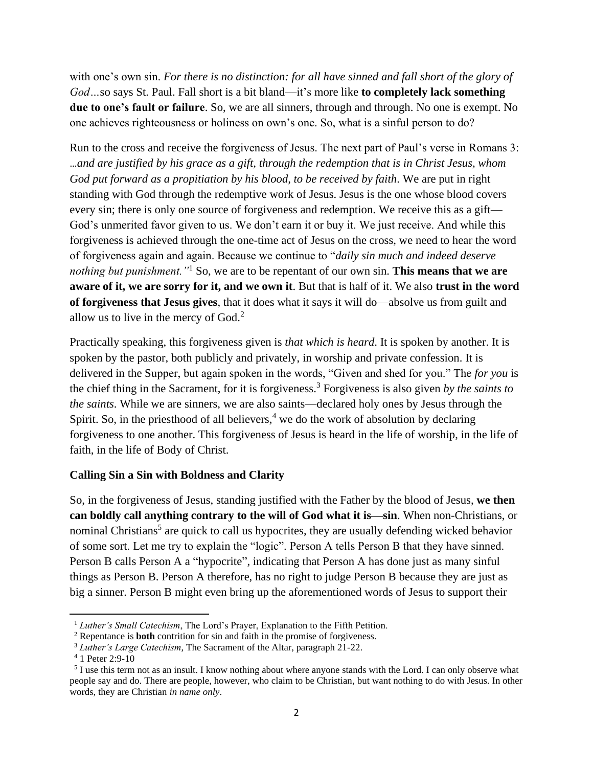with one's own sin. *For there is no distinction: for all have sinned and fall short of the glory of God*…so says St. Paul. Fall short is a bit bland—it's more like **to completely lack something due to one's fault or failure**. So, we are all sinners, through and through. No one is exempt. No one achieves righteousness or holiness on own's one. So, what is a sinful person to do?

Run to the cross and receive the forgiveness of Jesus. The next part of Paul's verse in Romans 3: *…and are justified by his grace as a gift, through the redemption that is in Christ Jesus, whom God put forward as a propitiation by his blood, to be received by faith*. We are put in right standing with God through the redemptive work of Jesus. Jesus is the one whose blood covers every sin; there is only one source of forgiveness and redemption. We receive this as a gift—God's unmerited favor given to us. We don't earn it or buy it. We just receive. And while this forgiveness is achieved through the one-time act of Jesus on the cross, we need to hear the word of forgiveness again and again. Because we continue to "*daily sin much and indeed deserve nothing but punishment.*"[1] So, we are to be repentant of our own sin. **This means that we are aware of it, we are sorry for it, and we own it**. But that is half of it. We also **trust in the word of forgiveness that Jesus gives**, that it does what it says it will do—absolve us from guilt and allow us to live in the mercy of God.[2]

Practically speaking, this forgiveness given is *that which is heard*. It is spoken by another. It is spoken by the pastor, both publicly and privately, in worship and private confession. It is delivered in the Supper, but again spoken in the words, "Given and shed for you." The *for you* is the chief thing in the Sacrament, for it is forgiveness.[3] Forgiveness is also given *by the saints to the saints*. While we are sinners, we are also saints—declared holy ones by Jesus through the Spirit. So, in the priesthood of all believers,[4] we do the work of absolution by declaring forgiveness to one another. This forgiveness of Jesus is heard in the life of worship, in the life of faith, in the life of Body of Christ.

**Calling Sin a Sin with Boldness and Clarity**

So, in the forgiveness of Jesus, standing justified with the Father by the blood of Jesus, **we then can boldly call anything contrary to the will of God what it is—sin**. When non-Christians, or nominal Christians[5] are quick to call us hypocrites, they are usually defending wicked behavior of some sort. Let me try to explain the "logic". Person A tells Person B that they have sinned. Person B calls Person A a "hypocrite", indicating that Person A has done just as many sinful things as Person B. Person A therefore, has no right to judge Person B because they are just as big a sinner. Person B might even bring up the aforementioned words of Jesus to support their

---

[1] *Luther's Small Catechism*, The Lord's Prayer, Explanation to the Fifth Petition.

[2] Repentance is **both** contrition for sin and faith in the promise of forgiveness.

[3] *Luther's Large Catechism*, The Sacrament of the Altar, paragraph 21-22.

[4] 1 Peter 2:9-10

[5] I use this term not as an insult. I know nothing about where anyone stands with the Lord. I can only observe what people say and do. There are people, however, who claim to be Christian, but want nothing to do with Jesus. In other words, they are Christian *in name only*.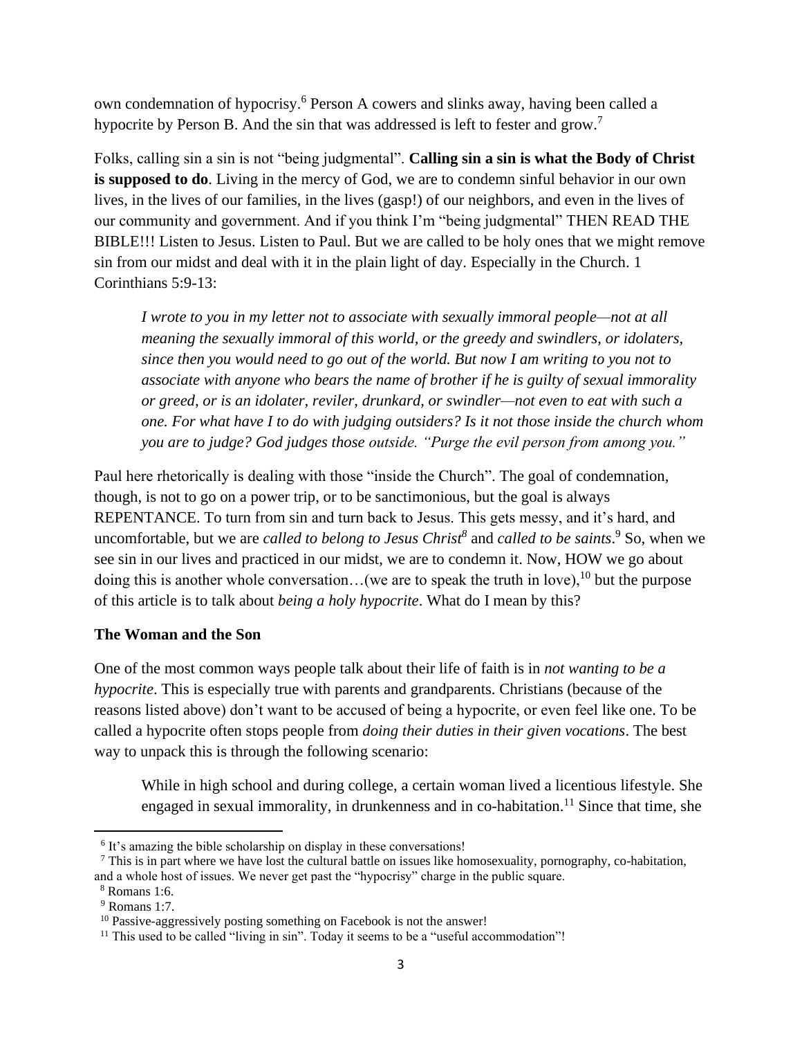own condemnation of hypocrisy.[6] Person A cowers and slinks away, having been called a hypocrite by Person B. And the sin that was addressed is left to fester and grow.[7]

Folks, calling sin a sin is not "being judgmental". **Calling sin a sin is what the Body of Christ is supposed to do**. Living in the mercy of God, we are to condemn sinful behavior in our own lives, in the lives of our families, in the lives (gasp!) of our neighbors, and even in the lives of our community and government. And if you think I'm "being judgmental" THEN READ THE BIBLE!!! Listen to Jesus. Listen to Paul. But we are called to be holy ones that we might remove sin from our midst and deal with it in the plain light of day. Especially in the Church. 1 Corinthians 5:9-13:

> *I wrote to you in my letter not to associate with sexually immoral people—not at all meaning the sexually immoral of this world, or the greedy and swindlers, or idolaters, since then you would need to go out of the world. But now I am writing to you not to associate with anyone who bears the name of brother if he is guilty of sexual immorality or greed, or is an idolater, reviler, drunkard, or swindler—not even to eat with such a one. For what have I to do with judging outsiders? Is it not those inside the church whom you are to judge? God judges those outside. "Purge the evil person from among you."*

Paul here rhetorically is dealing with those "inside the Church". The goal of condemnation, though, is not to go on a power trip, or to be sanctimonious, but the goal is always REPENTANCE. To turn from sin and turn back to Jesus. This gets messy, and it's hard, and uncomfortable, but we are *called to belong to Jesus Christ*[8] and *called to be saints*.[9] So, when we see sin in our lives and practiced in our midst, we are to condemn it. Now, HOW we go about doing this is another whole conversation…(we are to speak the truth in love),[10] but the purpose of this article is to talk about *being a holy hypocrite*. What do I mean by this?

### The Woman and the Son

One of the most common ways people talk about their life of faith is in *not wanting to be a hypocrite*. This is especially true with parents and grandparents. Christians (because of the reasons listed above) don't want to be accused of being a hypocrite, or even feel like one. To be called a hypocrite often stops people from *doing their duties in their given vocations*. The best way to unpack this is through the following scenario:

> While in high school and during college, a certain woman lived a licentious lifestyle. She engaged in sexual immorality, in drunkenness and in co-habitation.[11] Since that time, she

---

[6] It's amazing the bible scholarship on display in these conversations!

[7] This is in part where we have lost the cultural battle on issues like homosexuality, pornography, co-habitation, and a whole host of issues. We never get past the "hypocrisy" charge in the public square.

[8] Romans 1:6.

[9] Romans 1:7.

[10] Passive-aggressively posting something on Facebook is not the answer!

[11] This used to be called "living in sin". Today it seems to be a "useful accommodation"!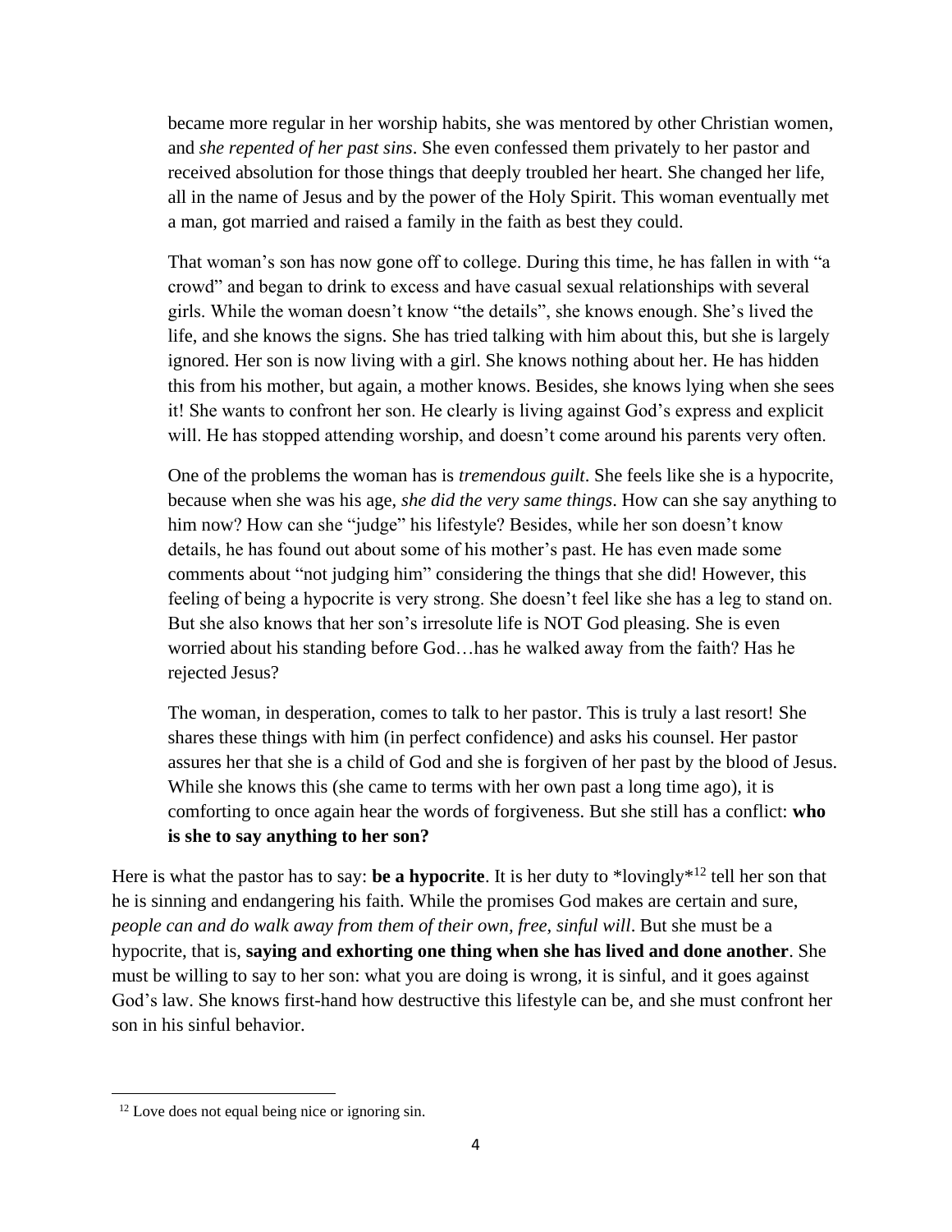> became more regular in her worship habits, she was mentored by other Christian women, and *she repented of her past sins*. She even confessed them privately to her pastor and received absolution for those things that deeply troubled her heart. She changed her life, all in the name of Jesus and by the power of the Holy Spirit. This woman eventually met a man, got married and raised a family in the faith as best they could.
>
> That woman's son has now gone off to college. During this time, he has fallen in with "a crowd" and began to drink to excess and have casual sexual relationships with several girls. While the woman doesn't know "the details", she knows enough. She's lived the life, and she knows the signs. She has tried talking with him about this, but she is largely ignored. Her son is now living with a girl. She knows nothing about her. He has hidden this from his mother, but again, a mother knows. Besides, she knows lying when she sees it! She wants to confront her son. He clearly is living against God's express and explicit will. He has stopped attending worship, and doesn't come around his parents very often.
>
> One of the problems the woman has is *tremendous guilt*. She feels like she is a hypocrite, because when she was his age, *she did the very same things*. How can she say anything to him now? How can she "judge" his lifestyle? Besides, while her son doesn't know details, he has found out about some of his mother's past. He has even made some comments about "not judging him" considering the things that she did! However, this feeling of being a hypocrite is very strong. She doesn't feel like she has a leg to stand on. But she also knows that her son's irresolute life is NOT God pleasing. She is even worried about his standing before God…has he walked away from the faith? Has he rejected Jesus?
>
> The woman, in desperation, comes to talk to her pastor. This is truly a last resort! She shares these things with him (in perfect confidence) and asks his counsel. Her pastor assures her that she is a child of God and she is forgiven of her past by the blood of Jesus. While she knows this (she came to terms with her own past a long time ago), it is comforting to once again hear the words of forgiveness. But she still has a conflict: **who is she to say anything to her son?**

Here is what the pastor has to say: **be a hypocrite**. It is her duty to *lovingly*[12] tell her son that he is sinning and endangering his faith. While the promises God makes are certain and sure, *people can and do walk away from them of their own, free, sinful will*. But she must be a hypocrite, that is, **saying and exhorting one thing when she has lived and done another**. She must be willing to say to her son: what you are doing is wrong, it is sinful, and it goes against God's law. She knows first-hand how destructive this lifestyle can be, and she must confront her son in his sinful behavior.

---

[12] Love does not equal being nice or ignoring sin.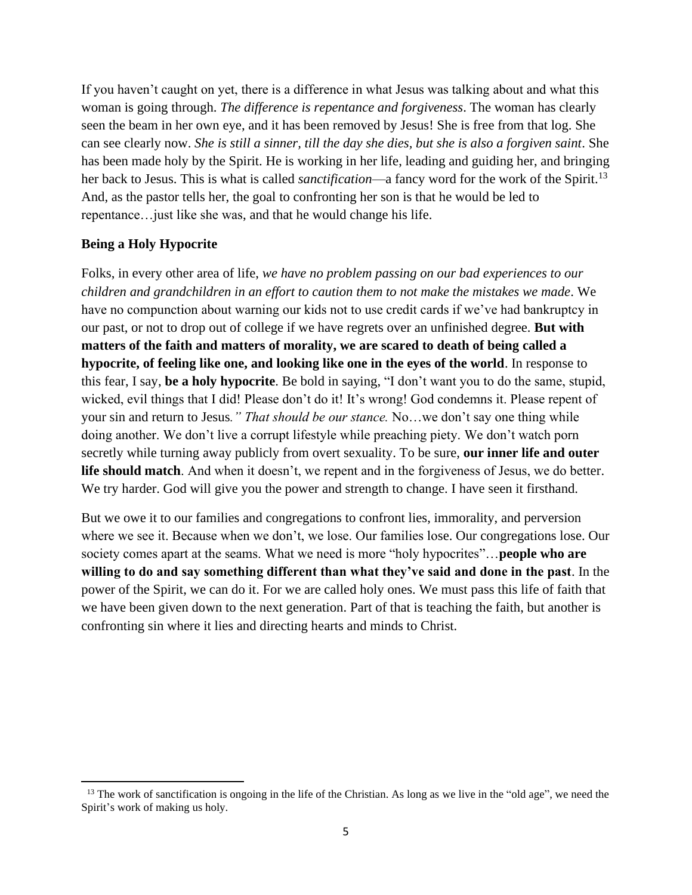If you haven't caught on yet, there is a difference in what Jesus was talking about and what this woman is going through. *The difference is repentance and forgiveness*. The woman has clearly seen the beam in her own eye, and it has been removed by Jesus! She is free from that log. She can see clearly now. *She is still a sinner, till the day she dies, but she is also a forgiven saint*. She has been made holy by the Spirit. He is working in her life, leading and guiding her, and bringing her back to Jesus. This is what is called *sanctification*—a fancy word for the work of the Spirit.[13] And, as the pastor tells her, the goal to confronting her son is that he would be led to repentance…just like she was, and that he would change his life.

**Being a Holy Hypocrite**

Folks, in every other area of life, *we have no problem passing on our bad experiences to our children and grandchildren in an effort to caution them to not make the mistakes we made*. We have no compunction about warning our kids not to use credit cards if we've had bankruptcy in our past, or not to drop out of college if we have regrets over an unfinished degree. **But with matters of the faith and matters of morality, we are scared to death of being called a hypocrite, of feeling like one, and looking like one in the eyes of the world**. In response to this fear, I say, **be a holy hypocrite**. Be bold in saying, "I don't want you to do the same, stupid, wicked, evil things that I did! Please don't do it! It's wrong! God condemns it. Please repent of your sin and return to Jesus*." That should be our stance.* No…we don't say one thing while doing another. We don't live a corrupt lifestyle while preaching piety. We don't watch porn secretly while turning away publicly from overt sexuality. To be sure, **our inner life and outer life should match**. And when it doesn't, we repent and in the forgiveness of Jesus, we do better. We try harder. God will give you the power and strength to change. I have seen it firsthand.

But we owe it to our families and congregations to confront lies, immorality, and perversion where we see it. Because when we don't, we lose. Our families lose. Our congregations lose. Our society comes apart at the seams. What we need is more "holy hypocrites"…**people who are willing to do and say something different than what they've said and done in the past**. In the power of the Spirit, we can do it. For we are called holy ones. We must pass this life of faith that we have been given down to the next generation. Part of that is teaching the faith, but another is confronting sin where it lies and directing hearts and minds to Christ.

[13] The work of sanctification is ongoing in the life of the Christian. As long as we live in the "old age", we need the Spirit's work of making us holy.